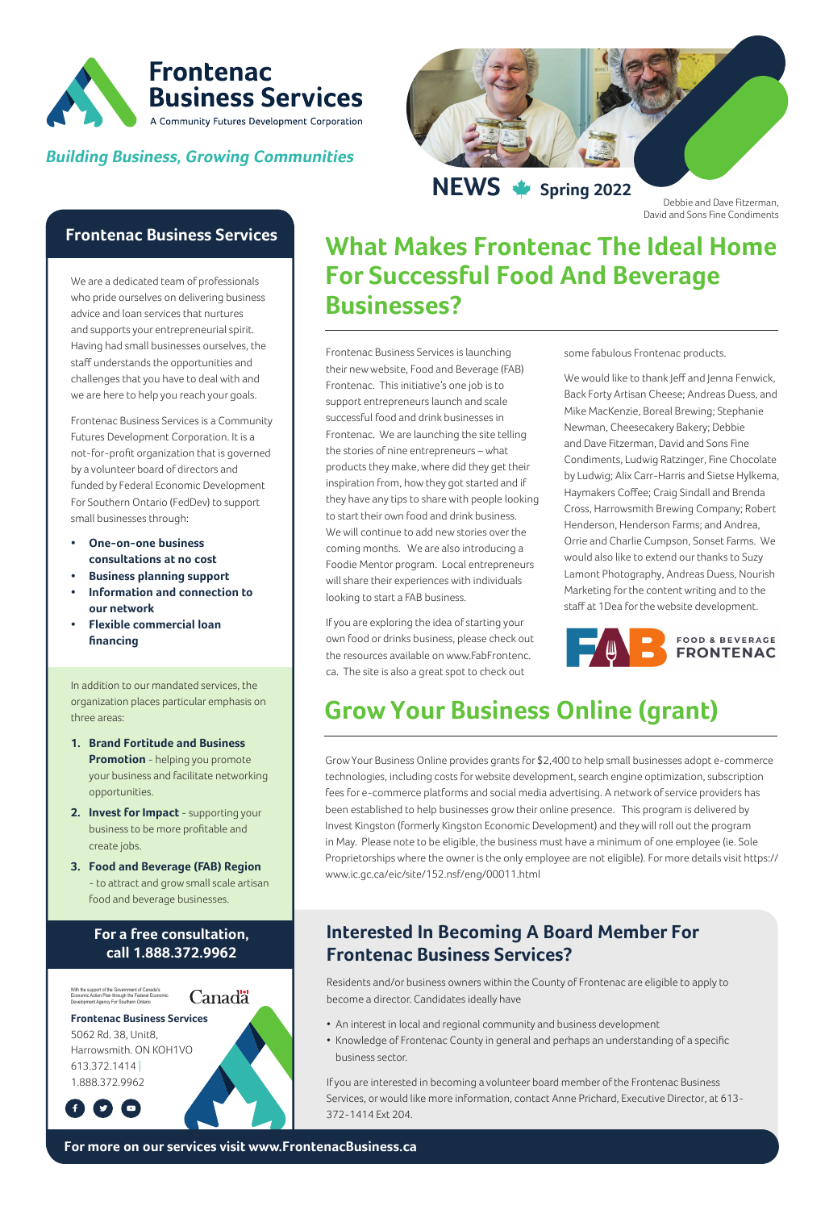# Frontenac Business Services

A Community Futures Development Corporation

*Building Business, Growing Communities*

**NEWS** Spring 2022

Debbie and Dave Fitzerman, David and Sons Fine Condiments

## Frontenac Business Services

We are a dedicated team of professionals who pride ourselves on delivering business advice and loan services that nurtures and supports your entrepreneurial spirit. Having had small businesses ourselves, the staff understands the opportunities and challenges that you have to deal with and we are here to help you reach your goals.

Frontenac Business Services is a Community Futures Development Corporation. It is a not-for-profit organization that is governed by a volunteer board of directors and funded by Federal Economic Development For Southern Ontario (FedDev) to support small businesses through:

- **One-on-one business consultations at no cost**
- **Business planning support**
- **Information and connection to our network**
- **Flexible commercial loan financing**

In addition to our mandated services, the organization places particular emphasis on three areas:

1. **Brand Fortitude and Business Promotion** - helping you promote your business and facilitate networking opportunities.
2. **Invest for Impact** - supporting your business to be more profitable and create jobs.
3. **Food and Beverage (FAB) Region** - to attract and grow small scale artisan food and beverage businesses.

**For a free consultation, call 1.888.372.9962**

With the support of the Government of Canada's Economic Action Plan through the Federal Economic Development Agency For Southern Ontario

Canada

**Frontenac Business Services**
5062 Rd. 38, Unit8,
Harrowsmith. ON KOH1VO
613.372.1414 | 1.888.372.9962

## What Makes Frontenac The Ideal Home For Successful Food And Beverage Businesses?

Frontenac Business Services is launching their new website, Food and Beverage (FAB) Frontenac. This initiative's one job is to support entrepreneurs launch and scale successful food and drink businesses in Frontenac. We are launching the site telling the stories of nine entrepreneurs – what products they make, where did they get their inspiration from, how they got started and if they have any tips to share with people looking to start their own food and drink business. We will continue to add new stories over the coming months. We are also introducing a Foodie Mentor program. Local entrepreneurs will share their experiences with individuals looking to start a FAB business.

If you are exploring the idea of starting your own food or drinks business, please check out the resources available on www.FabFrontenc.ca. The site is also a great spot to check out some fabulous Frontenac products.

We would like to thank Jeff and Jenna Fenwick, Back Forty Artisan Cheese; Andreas Duess, and Mike MacKenzie, Boreal Brewing; Stephanie Newman, Cheesecakery Bakery; Debbie and Dave Fitzerman, David and Sons Fine Condiments, Ludwig Ratzinger, Fine Chocolate by Ludwig; Alix Carr-Harris and Sietse Hylkema, Haymakers Coffee; Craig Sindall and Brenda Cross, Harrowsmith Brewing Company; Robert Henderson, Henderson Farms; and Andrea, Orrie and Charlie Cumpson, Sonset Farms. We would also like to extend our thanks to Suzy Lamont Photography, Andreas Duess, Nourish Marketing for the content writing and to the staff at 1Dea for the website development.

FAB FOOD & BEVERAGE FRONTENAC

## Grow Your Business Online (grant)

Grow Your Business Online provides grants for $2,400 to help small businesses adopt e-commerce technologies, including costs for website development, search engine optimization, subscription fees for e-commerce platforms and social media advertising. A network of service providers has been established to help businesses grow their online presence. This program is delivered by Invest Kingston (formerly Kingston Economic Development) and they will roll out the program in May. Please note to be eligible, the business must have a minimum of one employee (ie. Sole Proprietorships where the owner is the only employee are not eligible). For more details visit https://www.ic.gc.ca/eic/site/152.nsf/eng/00011.html

## Interested In Becoming A Board Member For Frontenac Business Services?

Residents and/or business owners within the County of Frontenac are eligible to apply to become a director. Candidates ideally have

- An interest in local and regional community and business development
- Knowledge of Frontenac County in general and perhaps an understanding of a specific business sector.

If you are interested in becoming a volunteer board member of the Frontenac Business Services, or would like more information, contact Anne Prichard, Executive Director, at 613-372-1414 Ext 204.

**For more on our services visit www.FrontenacBusiness.ca**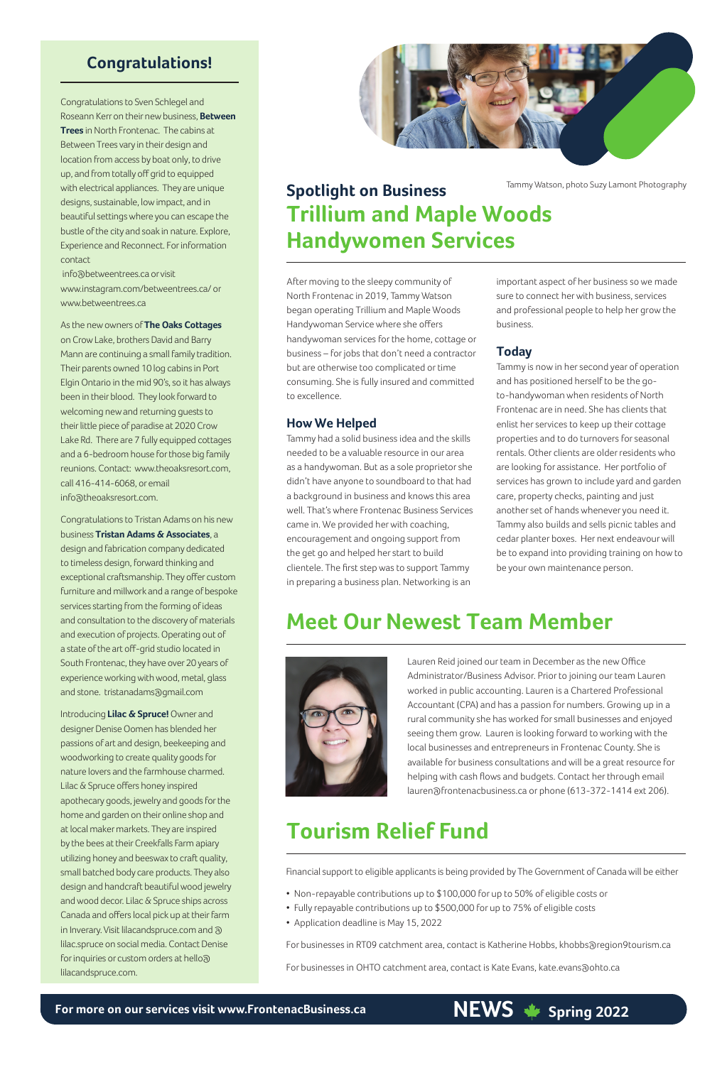## Congratulations!

Congratulations to Sven Schlegel and Roseann Kerr on their new business, **Between Trees** in North Frontenac. The cabins at Between Trees vary in their design and location from access by boat only, to drive up, and from totally off grid to equipped with electrical appliances. They are unique designs, sustainable, low impact, and in beautiful settings where you can escape the bustle of the city and soak in nature. Explore, Experience and Reconnect. For information contact info@betweentrees.ca or visit www.instagram.com/betweentrees.ca/ or www.betweentrees.ca

As the new owners of **The Oaks Cottages** on Crow Lake, brothers David and Barry Mann are continuing a small family tradition. Their parents owned 10 log cabins in Port Elgin Ontario in the mid 90's, so it has always been in their blood. They look forward to welcoming new and returning guests to their little piece of paradise at 2020 Crow Lake Rd. There are 7 fully equipped cottages and a 6-bedroom house for those big family reunions. Contact: www.theoaksresort.com, call 416-414-6068, or email info@theoaksresort.com.

Congratulations to Tristan Adams on his new business **Tristan Adams & Associates**, a design and fabrication company dedicated to timeless design, forward thinking and exceptional craftsmanship. They offer custom furniture and millwork and a range of bespoke services starting from the forming of ideas and consultation to the discovery of materials and execution of projects. Operating out of a state of the art off-grid studio located in South Frontenac, they have over 20 years of experience working with wood, metal, glass and stone. tristanadams@gmail.com

Introducing **Lilac & Spruce!** Owner and designer Denise Oomen has blended her passions of art and design, beekeeping and woodworking to create quality goods for nature lovers and the farmhouse charmed. Lilac & Spruce offers honey inspired apothecary goods, jewelry and goods for the home and garden on their online shop and at local maker markets. They are inspired by the bees at their Creekfalls Farm apiary utilizing honey and beeswax to craft quality, small batched body care products. They also design and handcraft beautiful wood jewelry and wood decor. Lilac & Spruce ships across Canada and offers local pick up at their farm in Inverary. Visit lilacandspruce.com and @ lilac.spruce on social media. Contact Denise for inquiries or custom orders at hello@ lilacandspruce.com.

Tammy Watson, photo Suzy Lamont Photography

## Spotlight on Business
# Trillium and Maple Woods Handywomen Services

After moving to the sleepy community of North Frontenac in 2019, Tammy Watson began operating Trillium and Maple Woods Handywoman Service where she offers handywoman services for the home, cottage or business – for jobs that don't need a contractor but are otherwise too complicated or time consuming. She is fully insured and committed to excellence.

### How We Helped

Tammy had a solid business idea and the skills needed to be a valuable resource in our area as a handywoman. But as a sole proprietor she didn't have anyone to soundboard to that had a background in business and knows this area well. That's where Frontenac Business Services came in. We provided her with coaching, encouragement and ongoing support from the get go and helped her start to build clientele. The first step was to support Tammy in preparing a business plan. Networking is an important aspect of her business so we made sure to connect her with business, services and professional people to help her grow the business.

### Today

Tammy is now in her second year of operation and has positioned herself to be the go-to-handywoman when residents of North Frontenac are in need. She has clients that enlist her services to keep up their cottage properties and to do turnovers for seasonal rentals. Other clients are older residents who are looking for assistance. Her portfolio of services has grown to include yard and garden care, property checks, painting and just another set of hands whenever you need it. Tammy also builds and sells picnic tables and cedar planter boxes. Her next endeavour will be to expand into providing training on how to be your own maintenance person.

# Meet Our Newest Team Member

Lauren Reid joined our team in December as the new Office Administrator/Business Advisor. Prior to joining our team Lauren worked in public accounting. Lauren is a Chartered Professional Accountant (CPA) and has a passion for numbers. Growing up in a rural community she has worked for small businesses and enjoyed seeing them grow. Lauren is looking forward to working with the local businesses and entrepreneurs in Frontenac County. She is available for business consultations and will be a great resource for helping with cash flows and budgets. Contact her through email lauren@frontenacbusiness.ca or phone (613-372-1414 ext 206).

# Tourism Relief Fund

Financial support to eligible applicants is being provided by The Government of Canada will be either

- Non-repayable contributions up to $100,000 for up to 50% of eligible costs or
- Fully repayable contributions up to $500,000 for up to 75% of eligible costs
- Application deadline is May 15, 2022

For businesses in RT09 catchment area, contact is Katherine Hobbs, khobbs@region9tourism.ca

For businesses in OHTO catchment area, contact is Kate Evans, kate.evans@ohto.ca

**For more on our services visit www.FrontenacBusiness.ca** **NEWS** **Spring 2022**